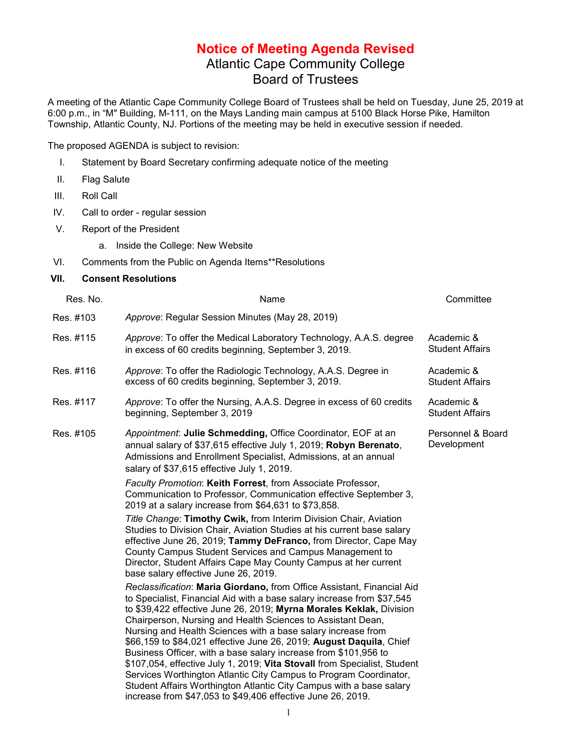# Notice of Meeting Agenda Revised

## Atlantic Cape Community College
## Board of Trustees

A meeting of the Atlantic Cape Community College Board of Trustees shall be held on Tuesday, June 25, 2019 at 6:00 p.m., in "M" Building, M-111, on the Mays Landing main campus at 5100 Black Horse Pike, Hamilton Township, Atlantic County, NJ. Portions of the meeting may be held in executive session if needed.

The proposed AGENDA is subject to revision:

I. Statement by Board Secretary confirming adequate notice of the meeting

II. Flag Salute

III. Roll Call

IV. Call to order - regular session

V. Report of the President

a. Inside the College: New Website

VI. Comments from the Public on Agenda Items**Resolutions

**VII. Consent Resolutions**

| Res. No. | Name | Committee |
|---|---|---|
| Res. #103 | *Approve*: Regular Session Minutes (May 28, 2019) | |
| Res. #115 | *Approve*: To offer the Medical Laboratory Technology, A.A.S. degree in excess of 60 credits beginning, September 3, 2019. | Academic & Student Affairs |
| Res. #116 | *Approve*: To offer the Radiologic Technology, A.A.S. Degree in excess of 60 credits beginning, September 3, 2019. | Academic & Student Affairs |
| Res. #117 | *Approve*: To offer the Nursing, A.A.S. Degree in excess of 60 credits beginning, September 3, 2019 | Academic & Student Affairs |
| Res. #105 | *Appointment*: **Julie Schmedding,** Office Coordinator, EOF at an annual salary of $37,615 effective July 1, 2019; **Robyn Berenato**, Admissions and Enrollment Specialist, Admissions, at an annual salary of $37,615 effective July 1, 2019.<br><br>*Faculty Promotion*: **Keith Forrest**, from Associate Professor, Communication to Professor, Communication effective September 3, 2019 at a salary increase from $64,631 to $73,858.<br><br>*Title Change*: **Timothy Cwik,** from Interim Division Chair, Aviation Studies to Division Chair, Aviation Studies at his current base salary effective June 26, 2019; **Tammy DeFranco,** from Director, Cape May County Campus Student Services and Campus Management to Director, Student Affairs Cape May County Campus at her current base salary effective June 26, 2019.<br><br>*Reclassification*: **Maria Giordano,** from Office Assistant, Financial Aid to Specialist, Financial Aid with a base salary increase from $37,545 to $39,422 effective June 26, 2019; **Myrna Morales Keklak,** Division Chairperson, Nursing and Health Sciences to Assistant Dean, Nursing and Health Sciences with a base salary increase from $66,159 to $84,021 effective June 26, 2019; **August Daquila**, Chief Business Officer, with a base salary increase from $101,956 to $107,054, effective July 1, 2019; **Vita Stovall** from Specialist, Student Services Worthington Atlantic City Campus to Program Coordinator, Student Affairs Worthington Atlantic City Campus with a base salary increase from $47,053 to $49,406 effective June 26, 2019. | Personnel & Board Development |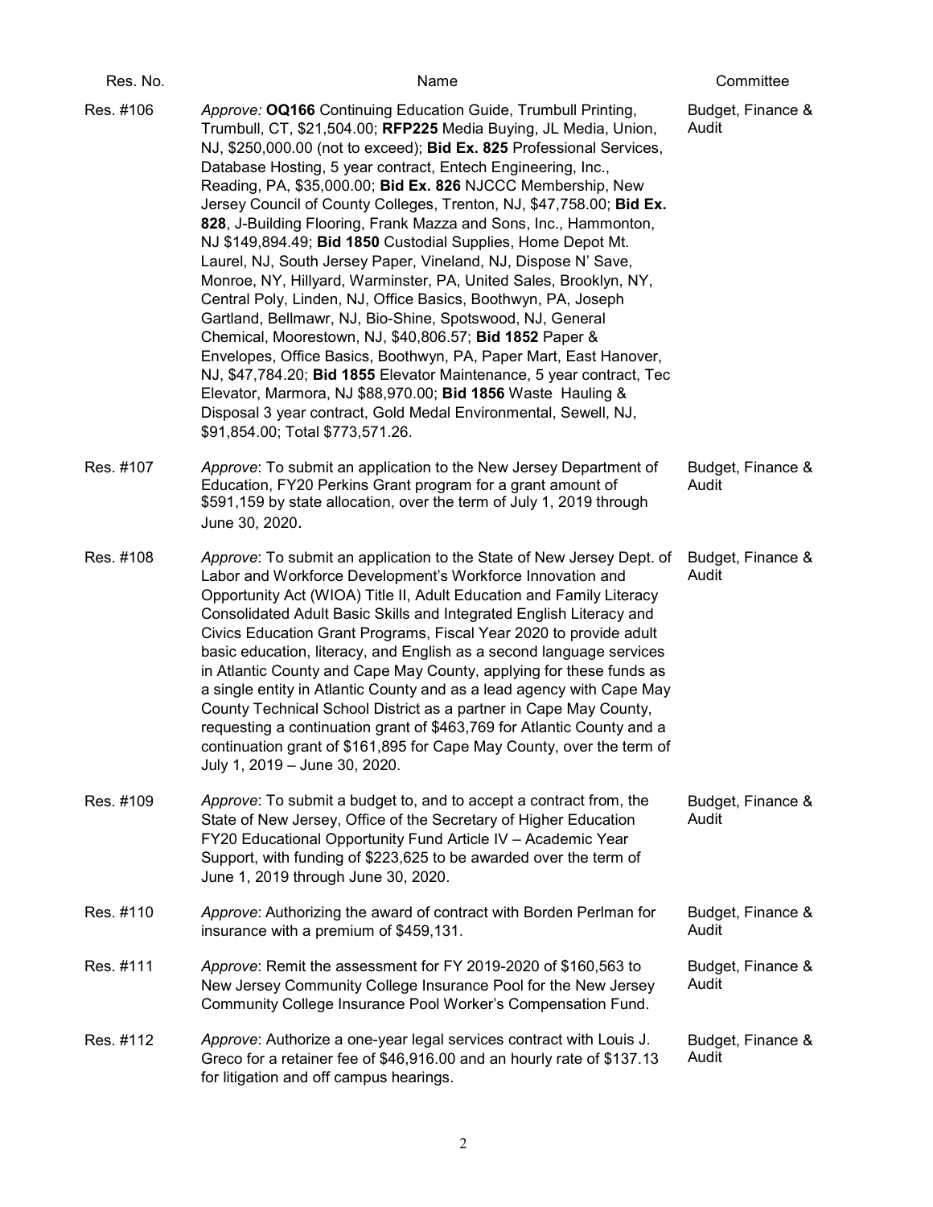| Res. No. | Name | Committee |
|---|---|---|
| Res. #106 | *Approve:* **OQ166** Continuing Education Guide, Trumbull Printing, Trumbull, CT, $21,504.00; **RFP225** Media Buying, JL Media, Union, NJ, $250,000.00 (not to exceed); **Bid Ex. 825** Professional Services, Database Hosting, 5 year contract, Entech Engineering, Inc., Reading, PA, $35,000.00; **Bid Ex. 826** NJCCC Membership, New Jersey Council of County Colleges, Trenton, NJ, $47,758.00; **Bid Ex. 828**, J-Building Flooring, Frank Mazza and Sons, Inc., Hammonton, NJ $149,894.49; **Bid 1850** Custodial Supplies, Home Depot Mt. Laurel, NJ, South Jersey Paper, Vineland, NJ, Dispose N' Save, Monroe, NY, Hillyard, Warminster, PA, United Sales, Brooklyn, NY, Central Poly, Linden, NJ, Office Basics, Boothwyn, PA, Joseph Gartland, Bellmawr, NJ, Bio-Shine, Spotswood, NJ, General Chemical, Moorestown, NJ, $40,806.57; **Bid 1852** Paper & Envelopes, Office Basics, Boothwyn, PA, Paper Mart, East Hanover, NJ, $47,784.20; **Bid 1855** Elevator Maintenance, 5 year contract, Tec Elevator, Marmora, NJ $88,970.00; **Bid 1856** Waste Hauling & Disposal 3 year contract, Gold Medal Environmental, Sewell, NJ, $91,854.00; Total $773,571.26. | Budget, Finance & Audit |
| Res. #107 | *Approve*: To submit an application to the New Jersey Department of Education, FY20 Perkins Grant program for a grant amount of $591,159 by state allocation, over the term of July 1, 2019 through June 30, 2020. | Budget, Finance & Audit |
| Res. #108 | *Approve*: To submit an application to the State of New Jersey Dept. of Labor and Workforce Development's Workforce Innovation and Opportunity Act (WIOA) Title II, Adult Education and Family Literacy Consolidated Adult Basic Skills and Integrated English Literacy and Civics Education Grant Programs, Fiscal Year 2020 to provide adult basic education, literacy, and English as a second language services in Atlantic County and Cape May County, applying for these funds as a single entity in Atlantic County and as a lead agency with Cape May County Technical School District as a partner in Cape May County, requesting a continuation grant of $463,769 for Atlantic County and a continuation grant of $161,895 for Cape May County, over the term of July 1, 2019 – June 30, 2020. | Budget, Finance & Audit |
| Res. #109 | *Approve*: To submit a budget to, and to accept a contract from, the State of New Jersey, Office of the Secretary of Higher Education FY20 Educational Opportunity Fund Article IV – Academic Year Support, with funding of $223,625 to be awarded over the term of June 1, 2019 through June 30, 2020. | Budget, Finance & Audit |
| Res. #110 | *Approve*: Authorizing the award of contract with Borden Perlman for insurance with a premium of $459,131. | Budget, Finance & Audit |
| Res. #111 | *Approve*: Remit the assessment for FY 2019-2020 of $160,563 to New Jersey Community College Insurance Pool for the New Jersey Community College Insurance Pool Worker's Compensation Fund. | Budget, Finance & Audit |
| Res. #112 | *Approve*: Authorize a one-year legal services contract with Louis J. Greco for a retainer fee of $46,916.00 and an hourly rate of $137.13 for litigation and off campus hearings. | Budget, Finance & Audit |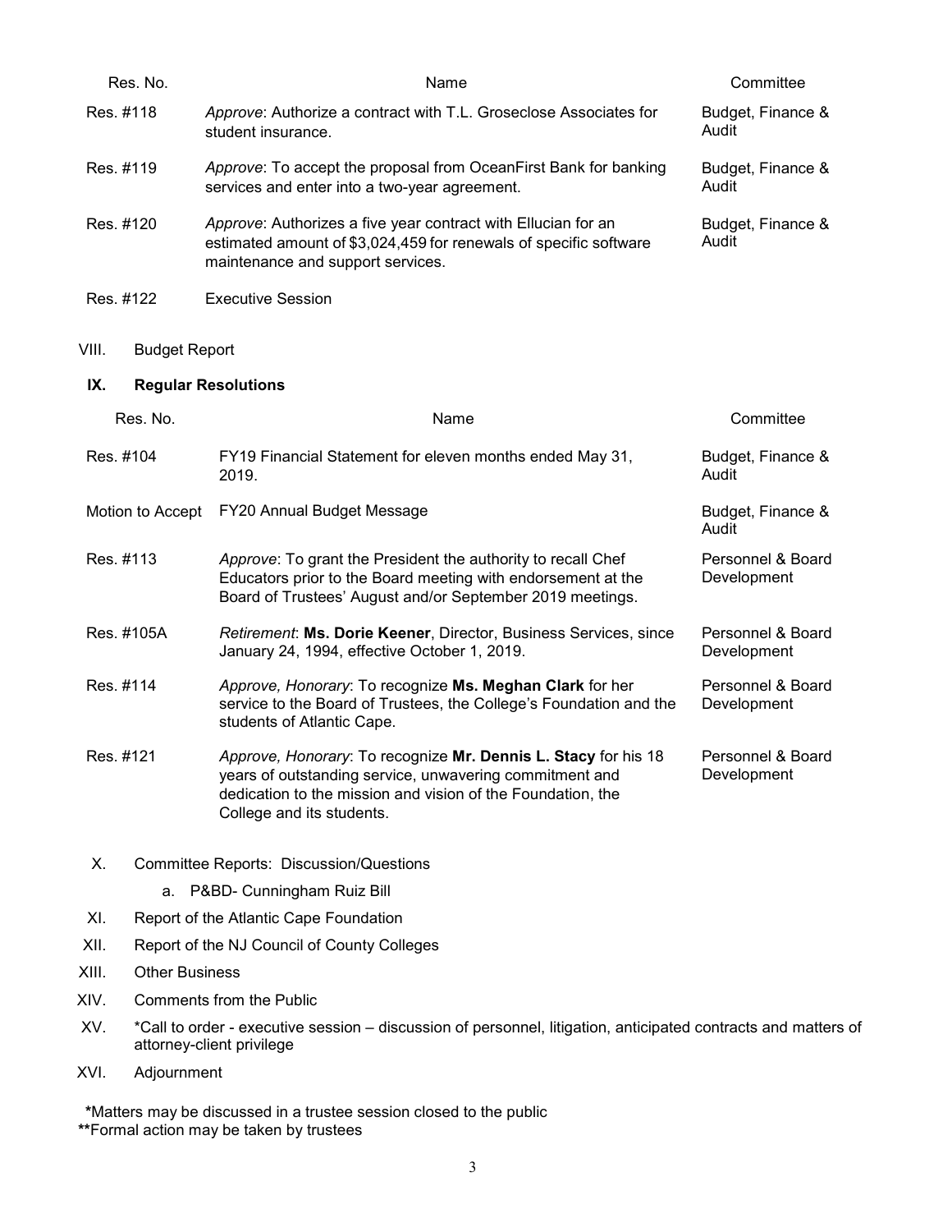| Res. No. | Name | Committee |
|---|---|---|
| Res. #118 | *Approve*: Authorize a contract with T.L. Groseclose Associates for student insurance. | Budget, Finance & Audit |
| Res. #119 | *Approve*: To accept the proposal from OceanFirst Bank for banking services and enter into a two-year agreement. | Budget, Finance & Audit |
| Res. #120 | *Approve*: Authorizes a five year contract with Ellucian for an estimated amount of $3,024,459 for renewals of specific software maintenance and support services. | Budget, Finance & Audit |
| Res. #122 | Executive Session | |

VIII. Budget Report

## IX. Regular Resolutions

| Res. No. | Name | Committee |
|---|---|---|
| Res. #104 | FY19 Financial Statement for eleven months ended May 31, 2019. | Budget, Finance & Audit |
| Motion to Accept | FY20 Annual Budget Message | Budget, Finance & Audit |
| Res. #113 | *Approve*: To grant the President the authority to recall Chef Educators prior to the Board meeting with endorsement at the Board of Trustees' August and/or September 2019 meetings. | Personnel & Board Development |
| Res. #105A | *Retirement*: **Ms. Dorie Keener**, Director, Business Services, since January 24, 1994, effective October 1, 2019. | Personnel & Board Development |
| Res. #114 | *Approve, Honorary*: To recognize **Ms. Meghan Clark** for her service to the Board of Trustees, the College's Foundation and the students of Atlantic Cape. | Personnel & Board Development |
| Res. #121 | *Approve, Honorary*: To recognize **Mr. Dennis L. Stacy** for his 18 years of outstanding service, unwavering commitment and dedication to the mission and vision of the Foundation, the College and its students. | Personnel & Board Development |

X. Committee Reports: Discussion/Questions

   a. P&BD- Cunningham Ruiz Bill

XI. Report of the Atlantic Cape Foundation

XII. Report of the NJ Council of County Colleges

XIII. Other Business

XIV. Comments from the Public

XV. *Call to order - executive session – discussion of personnel, litigation, anticipated contracts and matters of attorney-client privilege

XVI. Adjournment

**\***Matters may be discussed in a trustee session closed to the public
**\*\***Formal action may be taken by trustees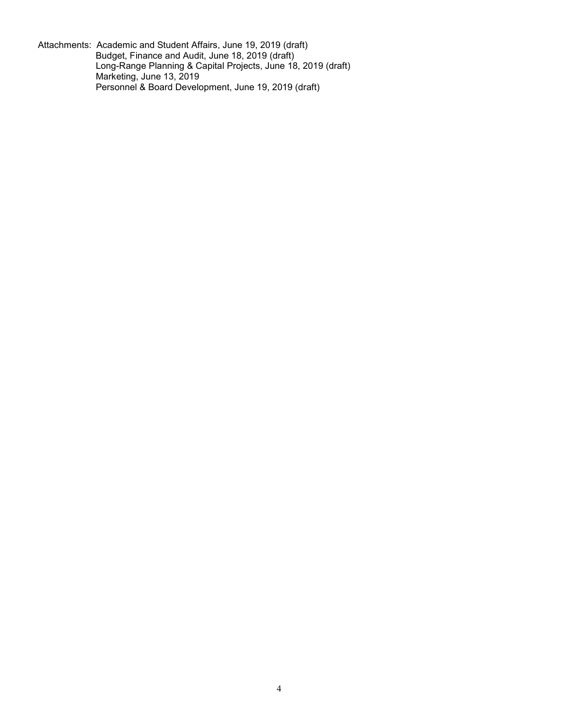Attachments: Academic and Student Affairs, June 19, 2019 (draft)
Budget, Finance and Audit, June 18, 2019 (draft)
Long-Range Planning & Capital Projects, June 18, 2019 (draft)
Marketing, June 13, 2019
Personnel & Board Development, June 19, 2019 (draft)